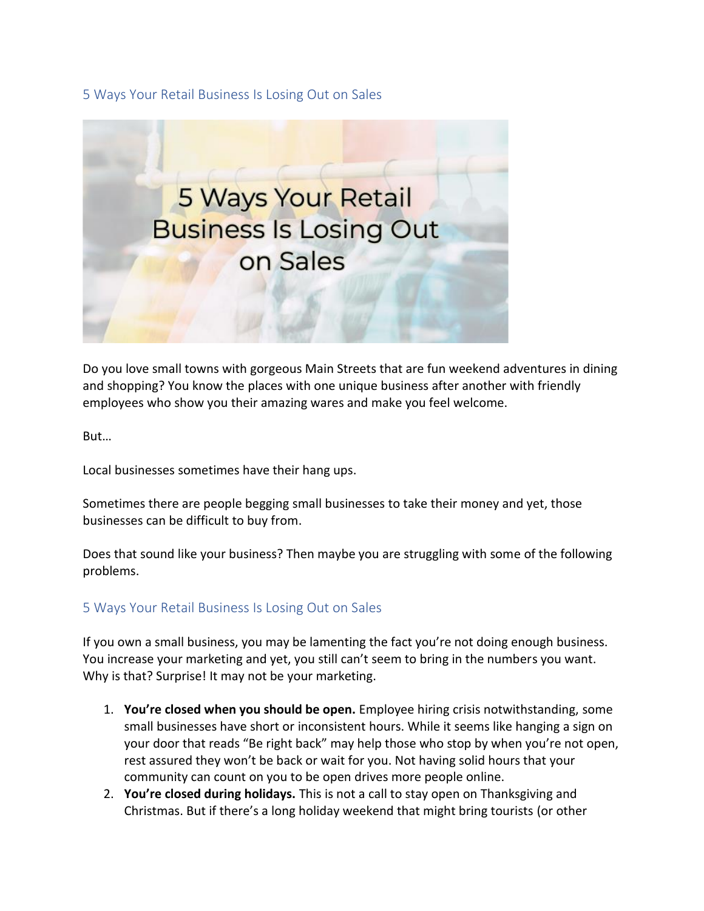## 5 Ways Your Retail Business Is Losing Out on Sales

Do you love small towns with gorgeous Main Streets that are fun weekend adventures in dining and shopping? You know the places with one unique business after another with friendly employees who show you their amazing wares and make you feel welcome.

But…

Local businesses sometimes have their hang ups.

Sometimes there are people begging small businesses to take their money and yet, those businesses can be difficult to buy from.

Does that sound like your business? Then maybe you are struggling with some of the following problems.

## 5 Ways Your Retail Business Is Losing Out on Sales

If you own a small business, you may be lamenting the fact you're not doing enough business. You increase your marketing and yet, you still can't seem to bring in the numbers you want. Why is that? Surprise! It may not be your marketing.

1. **You're closed when you should be open.** Employee hiring crisis notwithstanding, some small businesses have short or inconsistent hours. While it seems like hanging a sign on your door that reads "Be right back" may help those who stop by when you're not open, rest assured they won't be back or wait for you. Not having solid hours that your community can count on you to be open drives more people online.
2. **You're closed during holidays.** This is not a call to stay open on Thanksgiving and Christmas. But if there's a long holiday weekend that might bring tourists (or other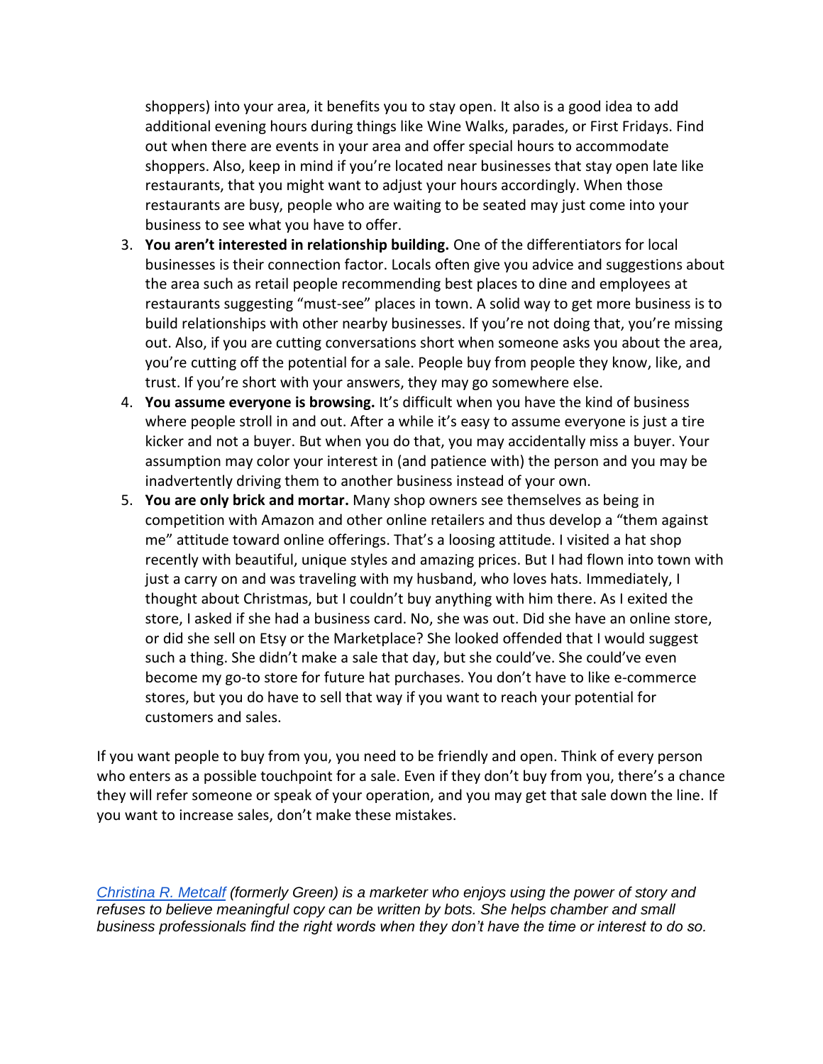shoppers) into your area, it benefits you to stay open. It also is a good idea to add additional evening hours during things like Wine Walks, parades, or First Fridays. Find out when there are events in your area and offer special hours to accommodate shoppers. Also, keep in mind if you're located near businesses that stay open late like restaurants, that you might want to adjust your hours accordingly. When those restaurants are busy, people who are waiting to be seated may just come into your business to see what you have to offer.

3. **You aren't interested in relationship building.** One of the differentiators for local businesses is their connection factor. Locals often give you advice and suggestions about the area such as retail people recommending best places to dine and employees at restaurants suggesting "must-see" places in town. A solid way to get more business is to build relationships with other nearby businesses. If you're not doing that, you're missing out. Also, if you are cutting conversations short when someone asks you about the area, you're cutting off the potential for a sale. People buy from people they know, like, and trust. If you're short with your answers, they may go somewhere else.
4. **You assume everyone is browsing.** It's difficult when you have the kind of business where people stroll in and out. After a while it's easy to assume everyone is just a tire kicker and not a buyer. But when you do that, you may accidentally miss a buyer. Your assumption may color your interest in (and patience with) the person and you may be inadvertently driving them to another business instead of your own.
5. **You are only brick and mortar.** Many shop owners see themselves as being in competition with Amazon and other online retailers and thus develop a "them against me" attitude toward online offerings. That's a loosing attitude. I visited a hat shop recently with beautiful, unique styles and amazing prices. But I had flown into town with just a carry on and was traveling with my husband, who loves hats. Immediately, I thought about Christmas, but I couldn't buy anything with him there. As I exited the store, I asked if she had a business card. No, she was out. Did she have an online store, or did she sell on Etsy or the Marketplace? She looked offended that I would suggest such a thing. She didn't make a sale that day, but she could've. She could've even become my go-to store for future hat purchases. You don't have to like e-commerce stores, but you do have to sell that way if you want to reach your potential for customers and sales.

If you want people to buy from you, you need to be friendly and open. Think of every person who enters as a possible touchpoint for a sale. Even if they don't buy from you, there's a chance they will refer someone or speak of your operation, and you may get that sale down the line. If you want to increase sales, don't make these mistakes.

*Christina R. Metcalf (formerly Green) is a marketer who enjoys using the power of story and refuses to believe meaningful copy can be written by bots. She helps chamber and small business professionals find the right words when they don't have the time or interest to do so.*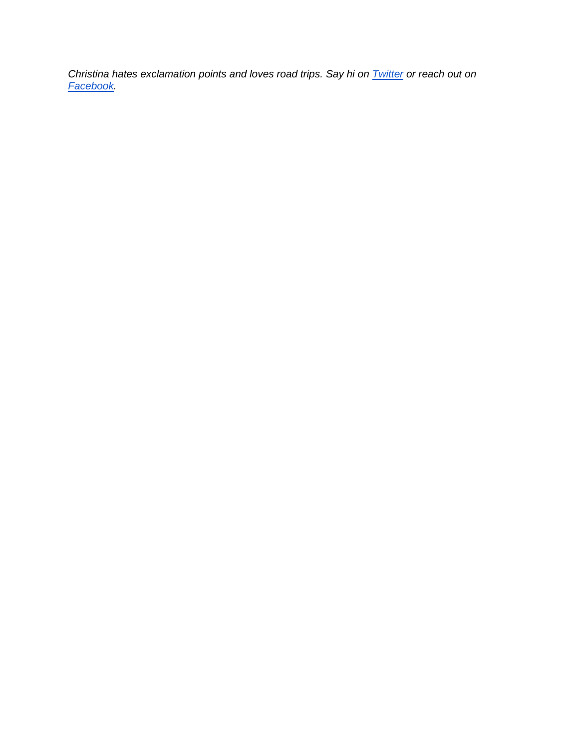*Christina hates exclamation points and loves road trips. Say hi on [Twitter] or reach out on [Facebook].*